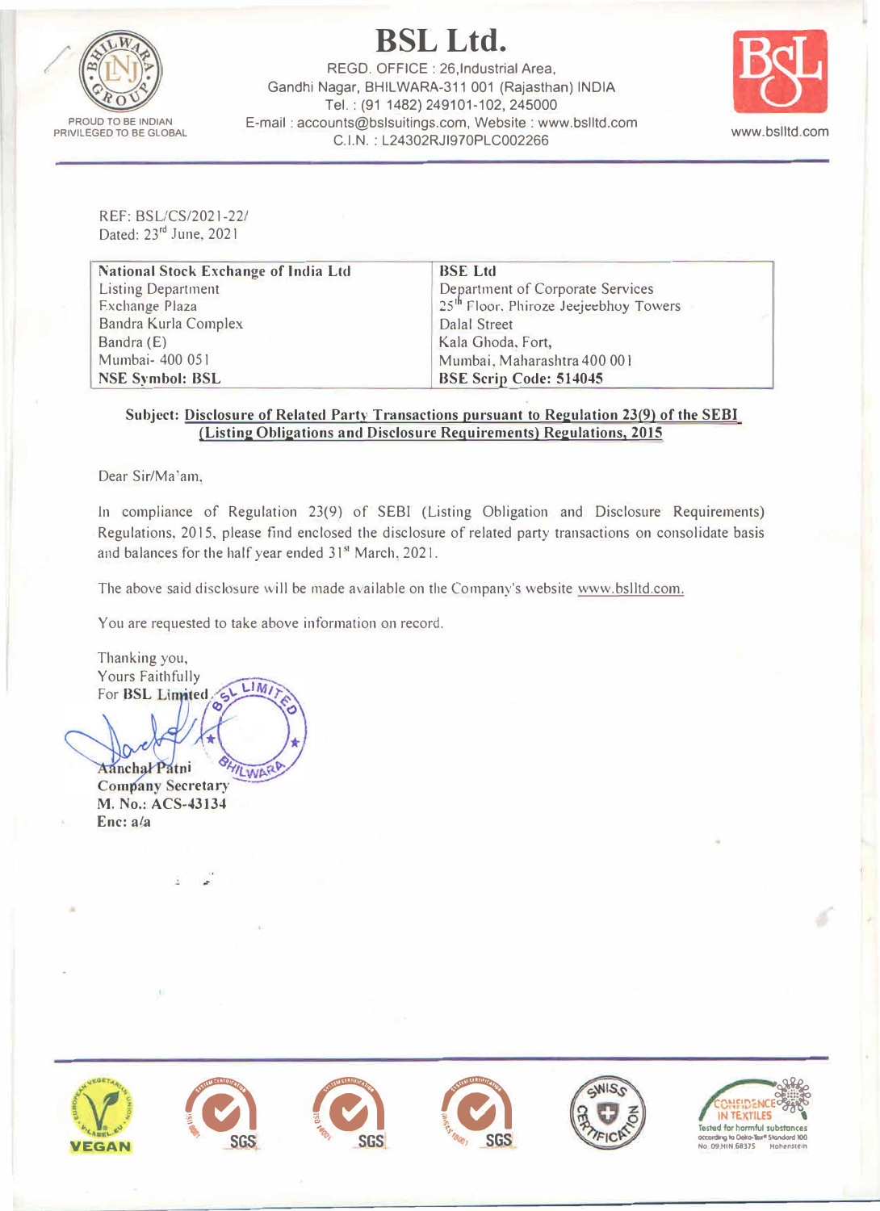# BSL Ltd.

REGD. OFFICE : 26,Industrial Area,
Gandhi Nagar, BHILWARA-311 001 (Rajasthan) INDIA
Tel. : (91 1482) 249101-102, 245000
E-mail : accounts@bslsuitings.com, Website : www.bslltd.com
C.I.N. : L24302RJ1970PLC002266

PROUD TO BE INDIAN
PRIVILEGED TO BE GLOBAL

www.bslltd.com

REF: BSL/CS/2021-22/
Dated: 23rd June, 2021

| National Stock Exchange of India Ltd | BSE Ltd |
|---|---|
| Listing Department | Department of Corporate Services |
| Exchange Plaza | 25th Floor, Phiroze Jeejeebhoy Towers |
| Bandra Kurla Complex | Dalal Street |
| Bandra (E) | Kala Ghoda, Fort, |
| Mumbai- 400 051 | Mumbai, Maharashtra 400 001 |
| **NSE Symbol: BSL** | **BSE Scrip Code: 514045** |

**Subject: Disclosure of Related Party Transactions pursuant to Regulation 23(9) of the SEBI (Listing Obligations and Disclosure Requirements) Regulations, 2015**

Dear Sir/Ma'am,

In compliance of Regulation 23(9) of SEBI (Listing Obligation and Disclosure Requirements) Regulations, 2015, please find enclosed the disclosure of related party transactions on consolidate basis and balances for the half year ended 31st March, 2021.

The above said disclosure will be made available on the Company's website www.bslltd.com.

You are requested to take above information on record.

Thanking you,
Yours Faithfully
For **BSL Limited**

**Aanchal Patni**
**Company Secretary**
**M. No.: ACS-43134**
**Enc: a/a**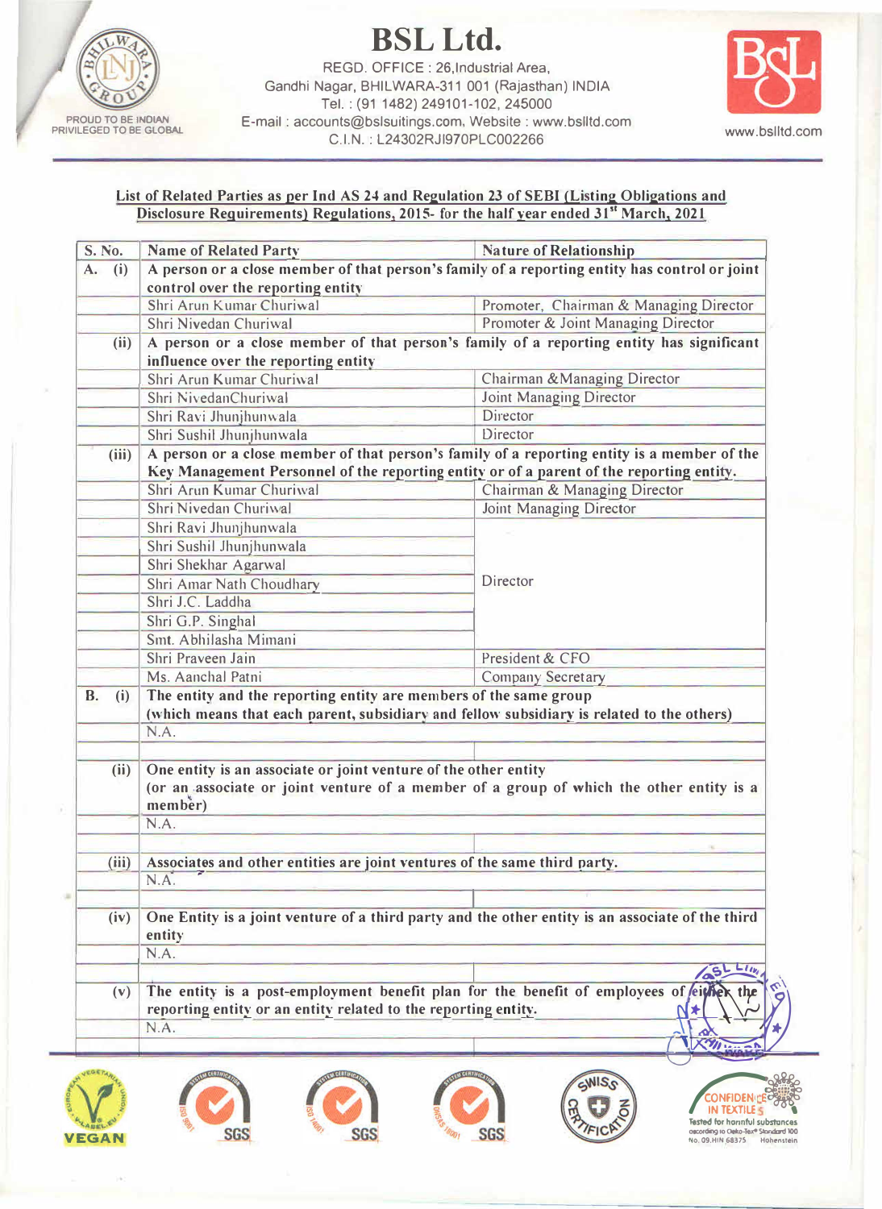# BSL Ltd.

REGD. OFFICE : 26,Industrial Area,
Gandhi Nagar, BHILWARA-311 001 (Rajasthan) INDIA
Tel. : (91 1482) 249101-102, 245000
E-mail : accounts@bslsuitings.com, Website : www.bslltd.com
C.I.N. : L24302RJ1970PLC002266

**List of Related Parties as per Ind AS 24 and Regulation 23 of SEBI (Listing Obligations and Disclosure Requirements) Regulations, 2015- for the half year ended 31st March, 2021**

| S. No. | Name of Related Party | Nature of Relationship |
|---|---|---|
| A. (i) | **A person or a close member of that person's family of a reporting entity has control or joint control over the reporting entity** | |
| | Shri Arun Kumar Churiwal | Promoter, Chairman & Managing Director |
| | Shri Nivedan Churiwal | Promoter & Joint Managing Director |
| (ii) | **A person or a close member of that person's family of a reporting entity has significant influence over the reporting entity** | |
| | Shri Arun Kumar Churiwal | Chairman &Managing Director |
| | Shri NivedanChuriwal | Joint Managing Director |
| | Shri Ravi Jhunjhunwala | Director |
| | Shri Sushil Jhunjhunwala | Director |
| (iii) | **A person or a close member of that person's family of a reporting entity is a member of the Key Management Personnel of the reporting entity or of a parent of the reporting entity.** | |
| | Shri Arun Kumar Churiwal | Chairman & Managing Director |
| | Shri Nivedan Churiwal | Joint Managing Director |
| | Shri Ravi Jhunjhunwala | Director |
| | Shri Sushil Jhunjhunwala | |
| | Shri Shekhar Agarwal | |
| | Shri Amar Nath Choudhary | |
| | Shri J.C. Laddha | |
| | Shri G.P. Singhal | |
| | Smt. Abhilasha Mimani | |
| | Shri Praveen Jain | President & CFO |
| | Ms. Aanchal Patni | Company Secretary |
| B. (i) | **The entity and the reporting entity are members of the same group (which means that each parent, subsidiary and fellow subsidiary is related to the others)** | |
| | N.A. | |
| (ii) | **One entity is an associate or joint venture of the other entity (or an associate or joint venture of a member of a group of which the other entity is a member)** | |
| | N.A. | |
| (iii) | **Associates and other entities are joint ventures of the same third party.** | |
| | N.A. | |
| (iv) | **One Entity is a joint venture of a third party and the other entity is an associate of the third entity** | |
| | N.A. | |
| (v) | **The entity is a post-employment benefit plan for the benefit of employees of either the reporting entity or an entity related to the reporting entity.** | |
| | N.A. | |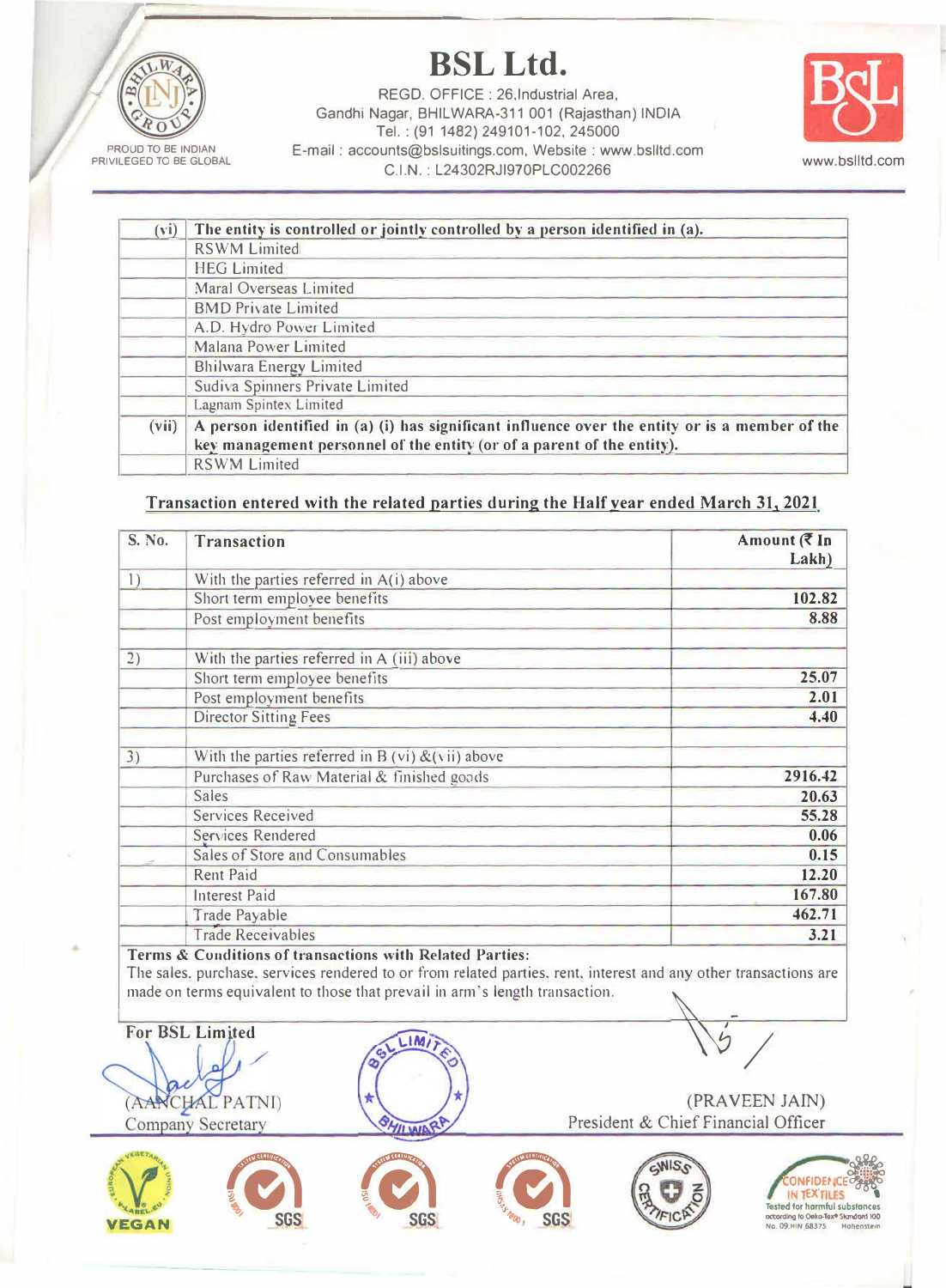# BSL Ltd.

REGD. OFFICE : 26,Industrial Area, Gandhi Nagar, BHILWARA-311 001 (Rajasthan) INDIA
Tel. : (91 1482) 249101-102, 245000
E-mail : accounts@bslsuitings.com, Website : www.bslltd.com
C.I.N. : L24302RJ1970PLC002266

PROUD TO BE INDIAN PRIVILEGED TO BE GLOBAL

www.bslltd.com

| | |
|---|---|
| (vi) | **The entity is controlled or jointly controlled by a person identified in (a).** |
| | RSWM Limited |
| | HEG Limited |
| | Maral Overseas Limited |
| | BMD Private Limited |
| | A.D. Hydro Power Limited |
| | Malana Power Limited |
| | Bhilwara Energy Limited |
| | Sudiva Spinners Private Limited |
| | Lagnam Spintex Limited |
| (vii) | **A person identified in (a) (i) has significant influence over the entity or is a member of the key management personnel of the entity (or of a parent of the entity).** |
| | RSWM Limited |

**Transaction entered with the related parties during the Half year ended March 31, 2021**

| S. No. | Transaction | Amount (₹ In Lakh) |
|---|---|---|
| 1) | With the parties referred in A(i) above | |
| | Short term employee benefits | **102.82** |
| | Post employment benefits | **8.88** |
| | | |
| 2) | With the parties referred in A (iii) above | |
| | Short term employee benefits | **25.07** |
| | Post employment benefits | **2.01** |
| | Director Sitting Fees | **4.40** |
| | | |
| 3) | With the parties referred in B (vi) &(vii) above | |
| | Purchases of Raw Material & finished goods | **2916.42** |
| | Sales | **20.63** |
| | Services Received | **55.28** |
| | Services Rendered | **0.06** |
| | Sales of Store and Consumables | **0.15** |
| | Rent Paid | **12.20** |
| | Interest Paid | **167.80** |
| | Trade Payable | **462.71** |
| | Trade Receivables | **3.21** |

**Terms & Conditions of transactions with Related Parties:**
The sales, purchase, services rendered to or from related parties, rent, interest and any other transactions are made on terms equivalent to those that prevail in arm's length transaction.

**For BSL Limited**

(AANCHAL PATNI)
Company Secretary

(PRAVEEN JAIN)
President & Chief Financial Officer